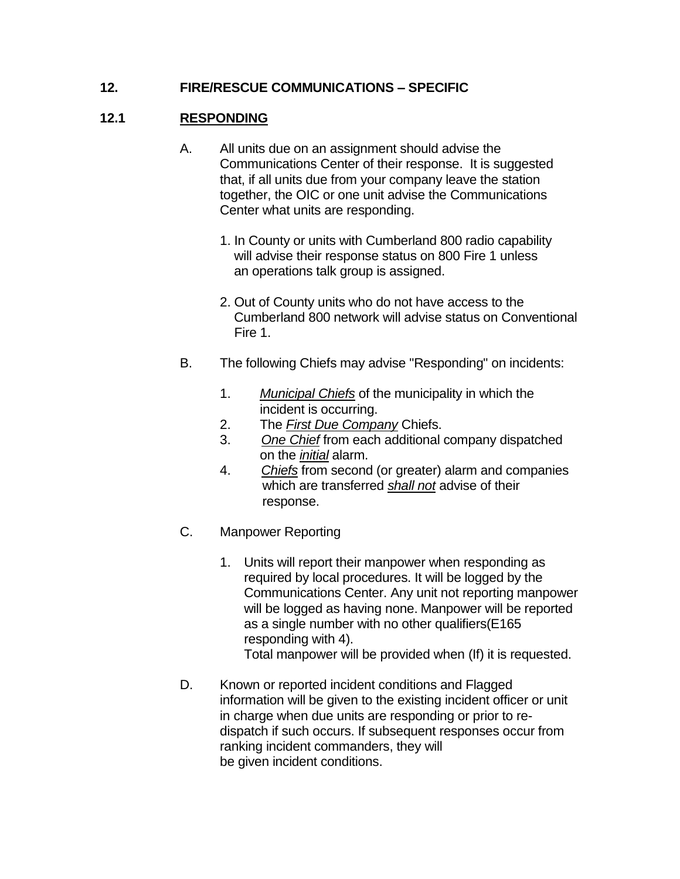# 12. FIRE/RESCUE COMMUNICATIONS – SPECIFIC

## 12.1 RESPONDING

A. All units due on an assignment should advise the Communications Center of their response. It is suggested that, if all units due from your company leave the station together, the OIC or one unit advise the Communications Center what units are responding.

1. In County or units with Cumberland 800 radio capability will advise their response status on 800 Fire 1 unless an operations talk group is assigned.

2. Out of County units who do not have access to the Cumberland 800 network will advise status on Conventional Fire 1.

B. The following Chiefs may advise "Responding" on incidents:

1. *Municipal Chiefs* of the municipality in which the incident is occurring.
2. The *First Due Company* Chiefs.
3. *One Chief* from each additional company dispatched on the *initial* alarm.
4. *Chiefs* from second (or greater) alarm and companies which are transferred *shall not* advise of their response.

C. Manpower Reporting

1. Units will report their manpower when responding as required by local procedures. It will be logged by the Communications Center. Any unit not reporting manpower will be logged as having none. Manpower will be reported as a single number with no other qualifiers(E165 responding with 4).
   Total manpower will be provided when (If) it is requested.

D. Known or reported incident conditions and Flagged information will be given to the existing incident officer or unit in charge when due units are responding or prior to re-dispatch if such occurs. If subsequent responses occur from ranking incident commanders, they will be given incident conditions.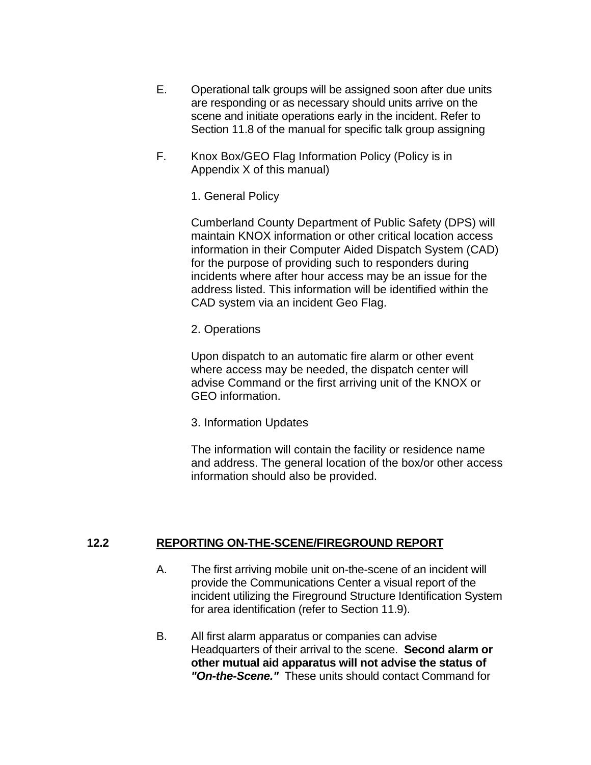E. Operational talk groups will be assigned soon after due units are responding or as necessary should units arrive on the scene and initiate operations early in the incident. Refer to Section 11.8 of the manual for specific talk group assigning

F. Knox Box/GEO Flag Information Policy (Policy is in Appendix X of this manual)

1. General Policy

Cumberland County Department of Public Safety (DPS) will maintain KNOX information or other critical location access information in their Computer Aided Dispatch System (CAD) for the purpose of providing such to responders during incidents where after hour access may be an issue for the address listed. This information will be identified within the CAD system via an incident Geo Flag.

2. Operations

Upon dispatch to an automatic fire alarm or other event where access may be needed, the dispatch center will advise Command or the first arriving unit of the KNOX or GEO information.

3. Information Updates

The information will contain the facility or residence name and address. The general location of the box/or other access information should also be provided.

## 12.2 REPORTING ON-THE-SCENE/FIREGROUND REPORT

A. The first arriving mobile unit on-the-scene of an incident will provide the Communications Center a visual report of the incident utilizing the Fireground Structure Identification System for area identification (refer to Section 11.9).

B. All first alarm apparatus or companies can advise Headquarters of their arrival to the scene. **Second alarm or other mutual aid apparatus will not advise the status of *"On-the-Scene."*** These units should contact Command for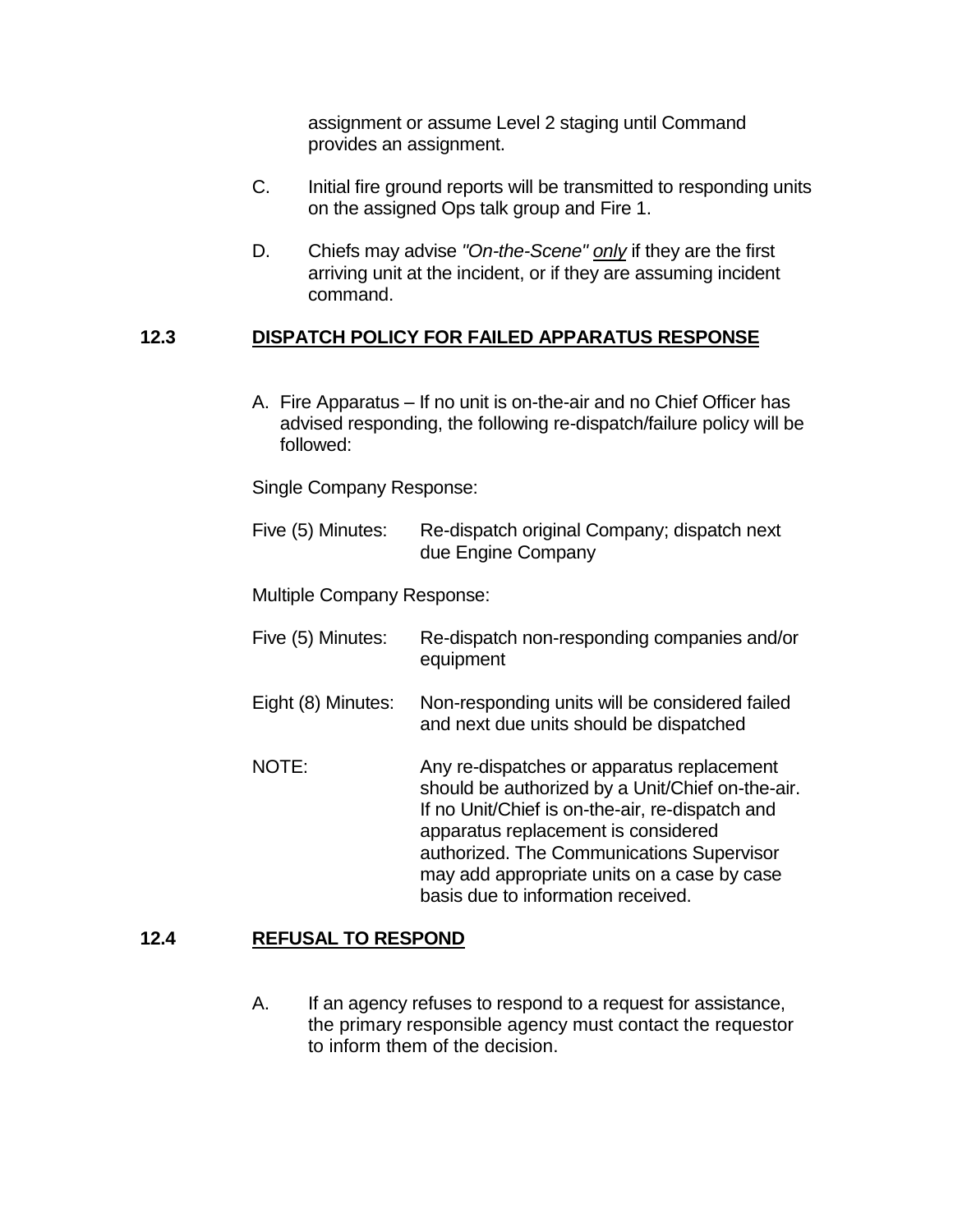assignment or assume Level 2 staging until Command provides an assignment.

C. Initial fire ground reports will be transmitted to responding units on the assigned Ops talk group and Fire 1.

D. Chiefs may advise *"On-the-Scene"* <u>*only*</u> if they are the first arriving unit at the incident, or if they are assuming incident command.

## 12.3 <u>DISPATCH POLICY FOR FAILED APPARATUS RESPONSE</u>

A. Fire Apparatus – If no unit is on-the-air and no Chief Officer has advised responding, the following re-dispatch/failure policy will be followed:

Single Company Response:

| | |
|---|---|
| Five (5) Minutes: | Re-dispatch original Company; dispatch next due Engine Company |

Multiple Company Response:

| | |
|---|---|
| Five (5) Minutes: | Re-dispatch non-responding companies and/or equipment |
| Eight (8) Minutes: | Non-responding units will be considered failed and next due units should be dispatched |
| NOTE: | Any re-dispatches or apparatus replacement should be authorized by a Unit/Chief on-the-air. If no Unit/Chief is on-the-air, re-dispatch and apparatus replacement is considered authorized. The Communications Supervisor may add appropriate units on a case by case basis due to information received. |

## 12.4 <u>REFUSAL TO RESPOND</u>

A. If an agency refuses to respond to a request for assistance, the primary responsible agency must contact the requestor to inform them of the decision.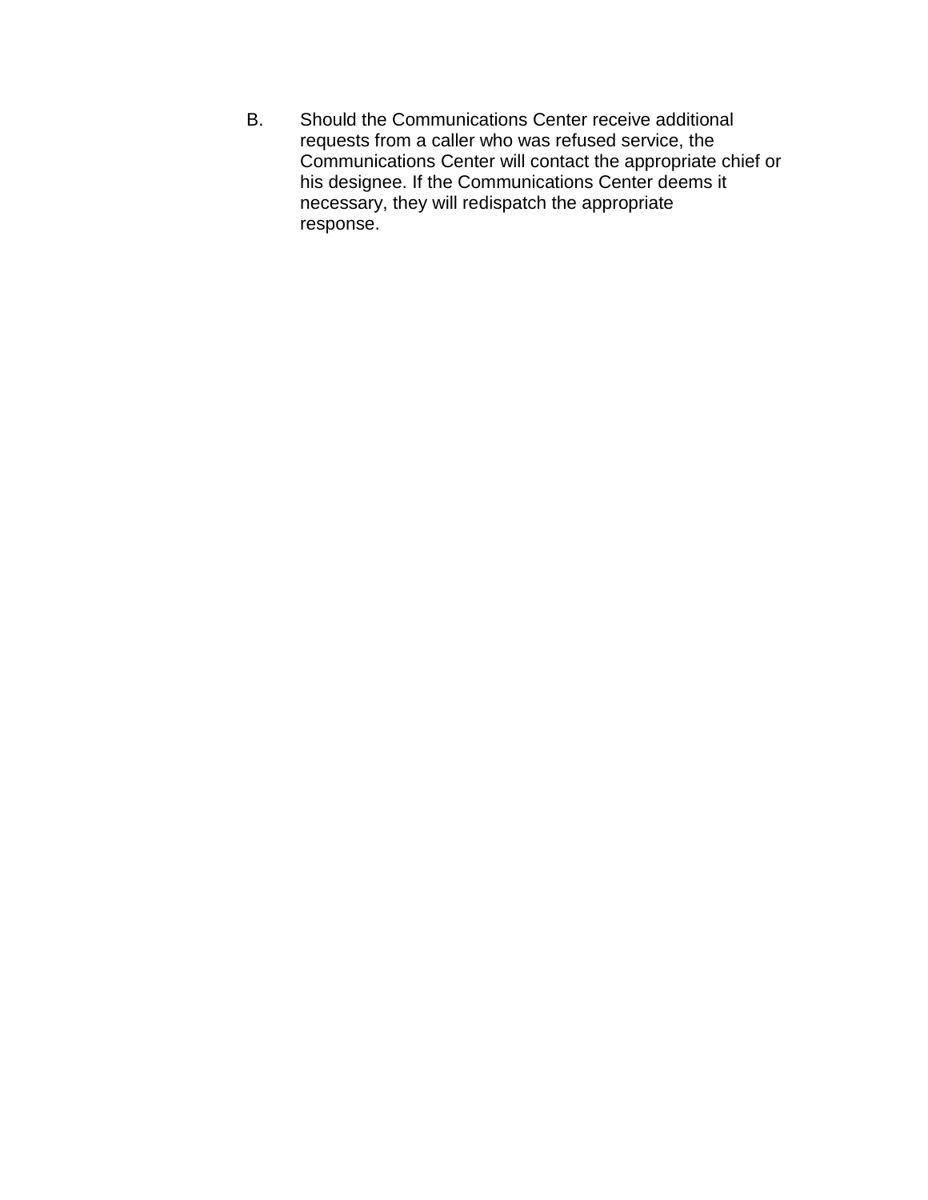B. Should the Communications Center receive additional requests from a caller who was refused service, the Communications Center will contact the appropriate chief or his designee. If the Communications Center deems it necessary, they will redispatch the appropriate response.